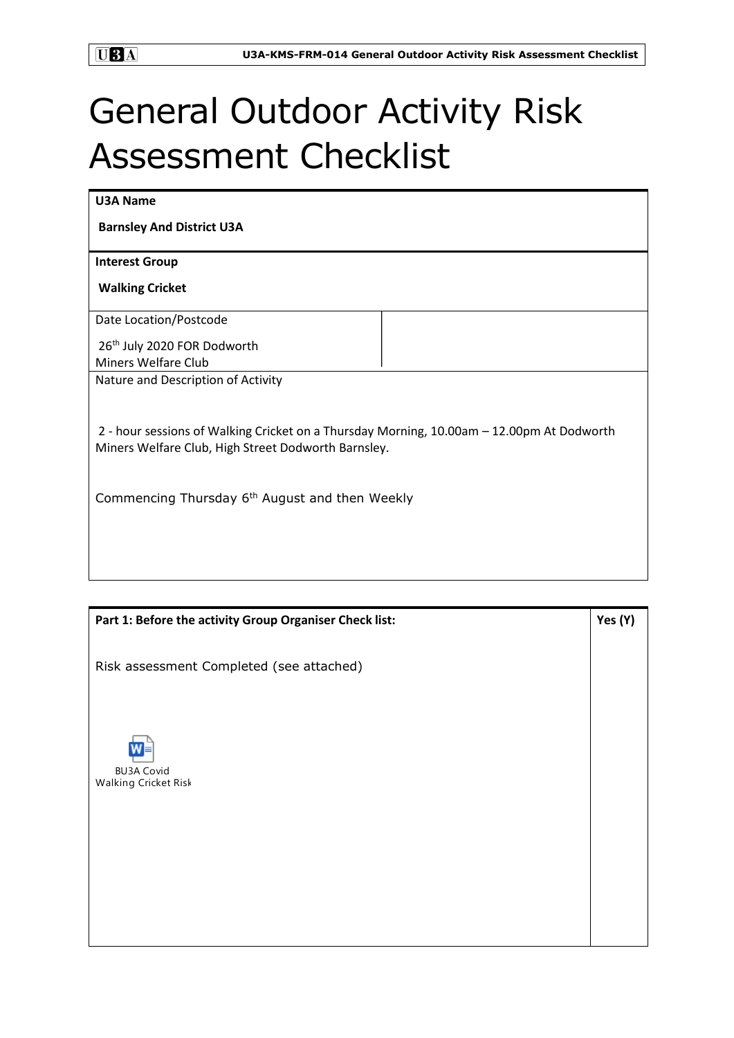# General Outdoor Activity Risk Assessment Checklist

| **U3A Name** | |
|---|---|
| **Barnsley And District U3A** | |
| **Interest Group** | |
| **Walking Cricket** | |
| Date Location/Postcode<br><br>26th July 2020 FOR Dodworth Miners Welfare Club | |
| Nature and Description of Activity<br><br>2 - hour sessions of Walking Cricket on a Thursday Morning, 10.00am – 12.00pm At Dodworth Miners Welfare Club, High Street Dodworth Barnsley.<br><br>Commencing Thursday 6th August and then Weekly | |

| **Part 1: Before the activity Group Organiser Check list:** | **Yes (Y)** |
|---|---|
| Risk assessment Completed (see attached)<br><br>BU3A Covid Walking Cricket Risk | |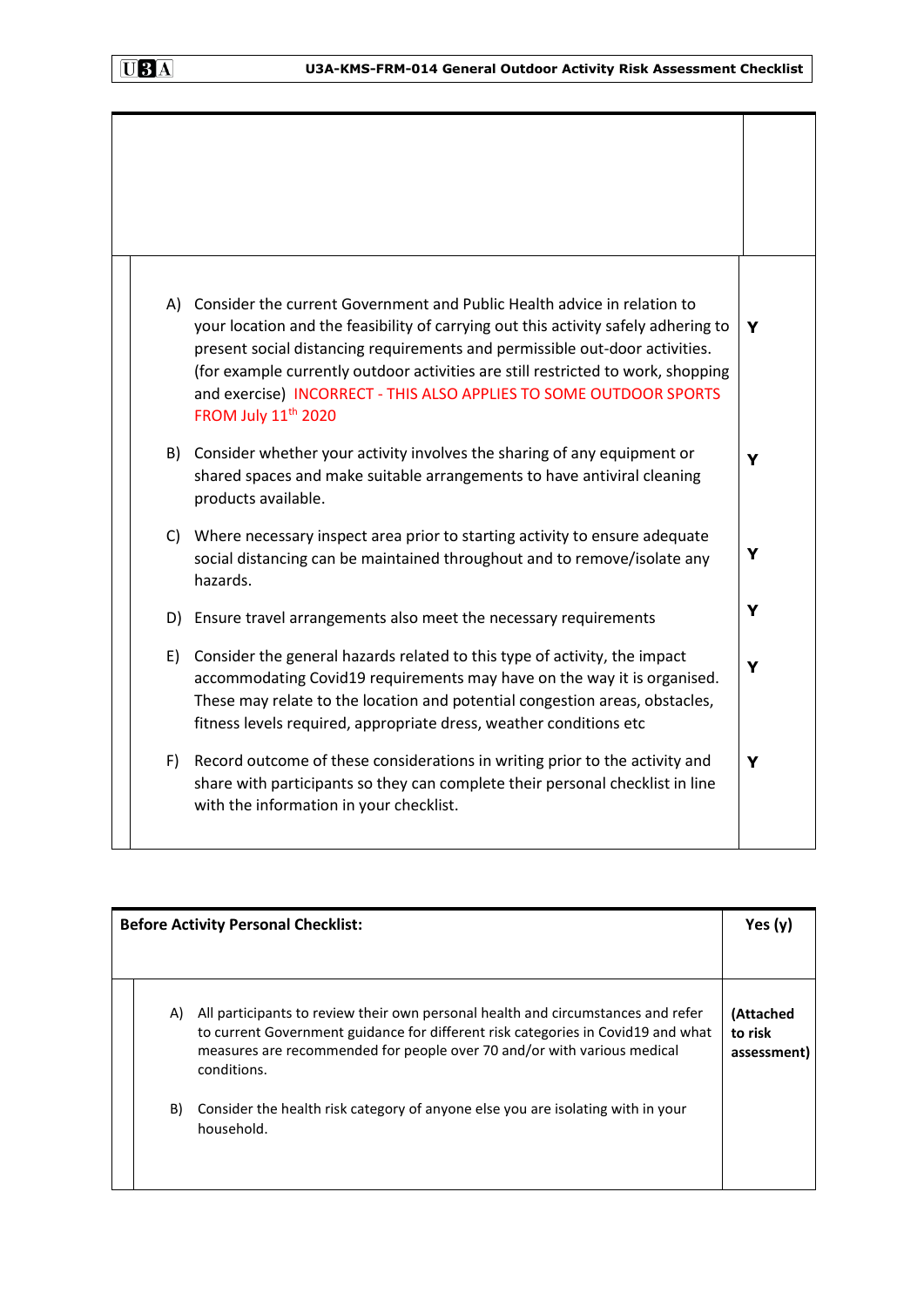| | |
|---|---|
| | |
| A) Consider the current Government and Public Health advice in relation to your location and the feasibility of carrying out this activity safely adhering to present social distancing requirements and permissible out-door activities. (for example currently outdoor activities are still restricted to work, shopping and exercise) INCORRECT - THIS ALSO APPLIES TO SOME OUTDOOR SPORTS FROM July 11th 2020 | **Y** |
| B) Consider whether your activity involves the sharing of any equipment or shared spaces and make suitable arrangements to have antiviral cleaning products available. | **Y** |
| C) Where necessary inspect area prior to starting activity to ensure adequate social distancing can be maintained throughout and to remove/isolate any hazards. | **Y** |
| D) Ensure travel arrangements also meet the necessary requirements | **Y** |
| E) Consider the general hazards related to this type of activity, the impact accommodating Covid19 requirements may have on the way it is organised. These may relate to the location and potential congestion areas, obstacles, fitness levels required, appropriate dress, weather conditions etc | **Y** |
| F) Record outcome of these considerations in writing prior to the activity and share with participants so they can complete their personal checklist in line with the information in your checklist. | **Y** |

| **Before Activity Personal Checklist:** | **Yes (y)** |
|---|---|
| A) All participants to review their own personal health and circumstances and refer to current Government guidance for different risk categories in Covid19 and what measures are recommended for people over 70 and/or with various medical conditions.<br><br>B) Consider the health risk category of anyone else you are isolating with in your household. | **(Attached to risk assessment)** |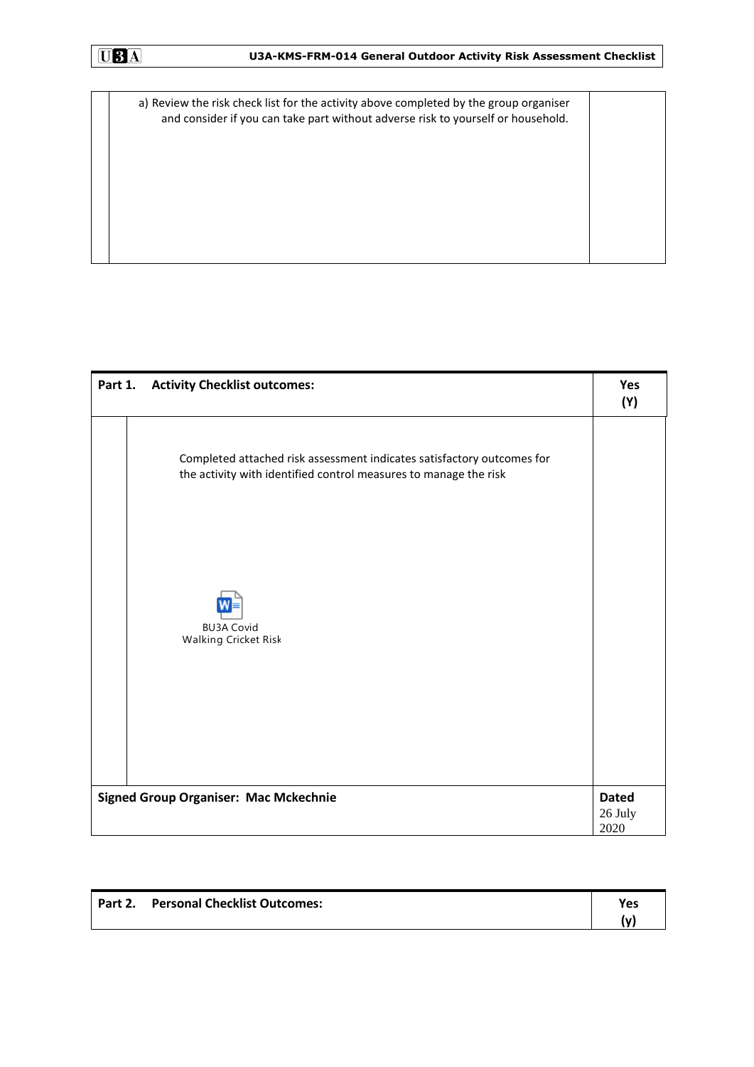| | a) Review the risk check list for the activity above completed by the group organiser and consider if you can take part without adverse risk to yourself or household. | |
|---|---|---|

| Part 1. Activity Checklist outcomes: | | Yes (Y) |
|---|---|---|
| | Completed attached risk assessment indicates satisfactory outcomes for the activity with identified control measures to manage the risk<br><br>BU3A Covid Walking Cricket Risk | |
| **Signed Group Organiser: Mac Mckechnie** | | **Dated** 26 July 2020 |

| Part 2. Personal Checklist Outcomes: | Yes (y) |
|---|---|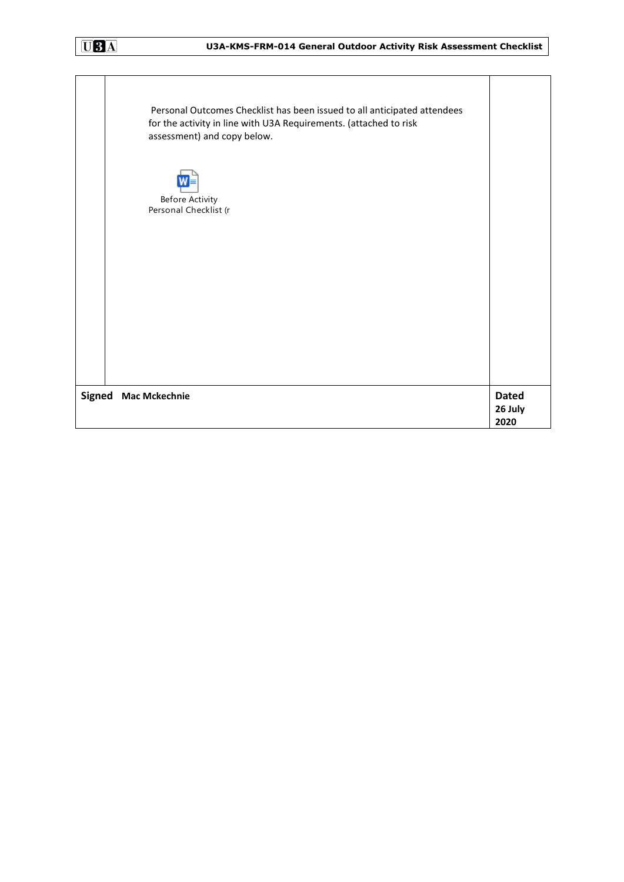| | | |
|---|---|---|
| | Personal Outcomes Checklist has been issued to all anticipated attendees for the activity in line with U3A Requirements. (attached to risk assessment) and copy below.<br><br>Before Activity Personal Checklist (r | |
| **Signed** **Mac Mckechnie** | | **Dated** **26 July 2020** |